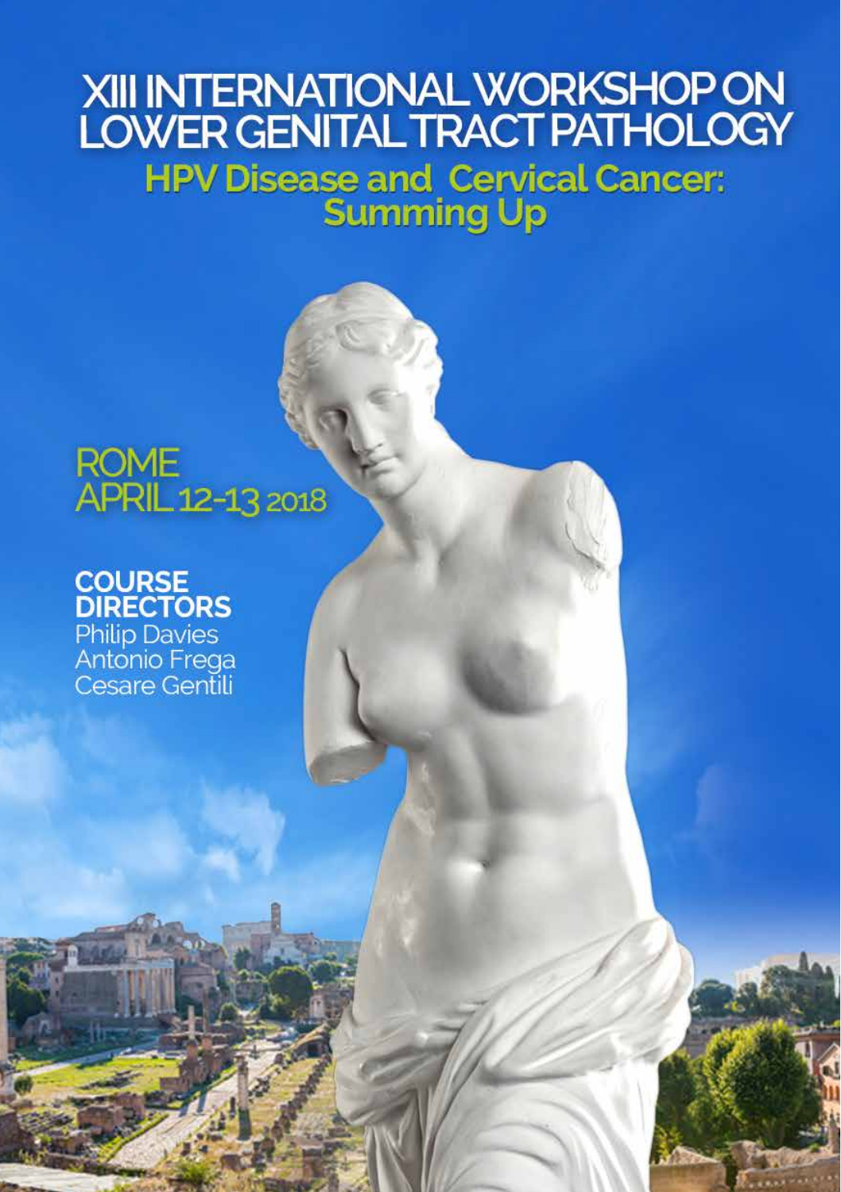# XIII INTERNATIONAL WORKSHOP ON LOWER GENITAL TRACT PATHOLOGY

## HPV Disease and Cervical Cancer: Summing Up

**ROME**
**APRIL 12-13 2018**

**COURSE DIRECTORS**
Philip Davies
Antonio Frega
Cesare Gentili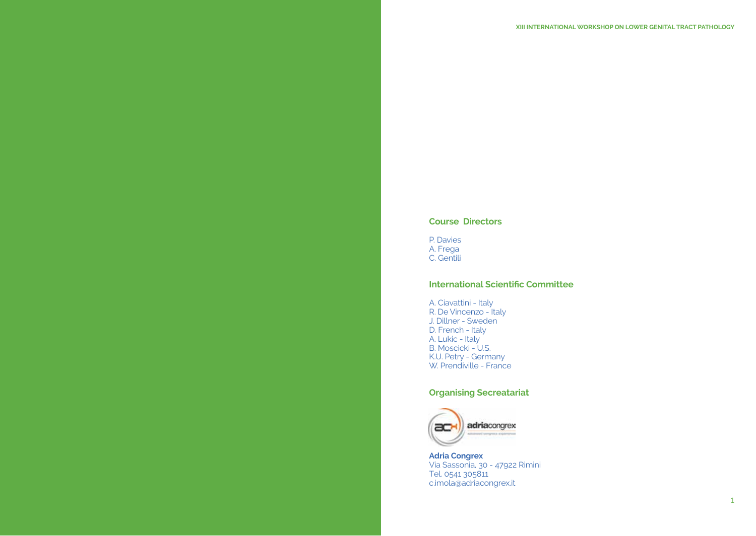## Course Directors

P. Davies
A. Frega
C. Gentili

## International Scientific Committee

A. Ciavattini - Italy
R. De Vincenzo - Italy
J. Dillner - Sweden
D. French - Italy
A. Lukic - Italy
B. Moscicki - U.S.
K.U. Petry - Germany
W. Prendiville - France

## Organising Secreatariat

**Adria Congrex**
Via Sassonia, 30 - 47922 Rimini
Tel. 0541 305811
c.imola@adriacongrex.it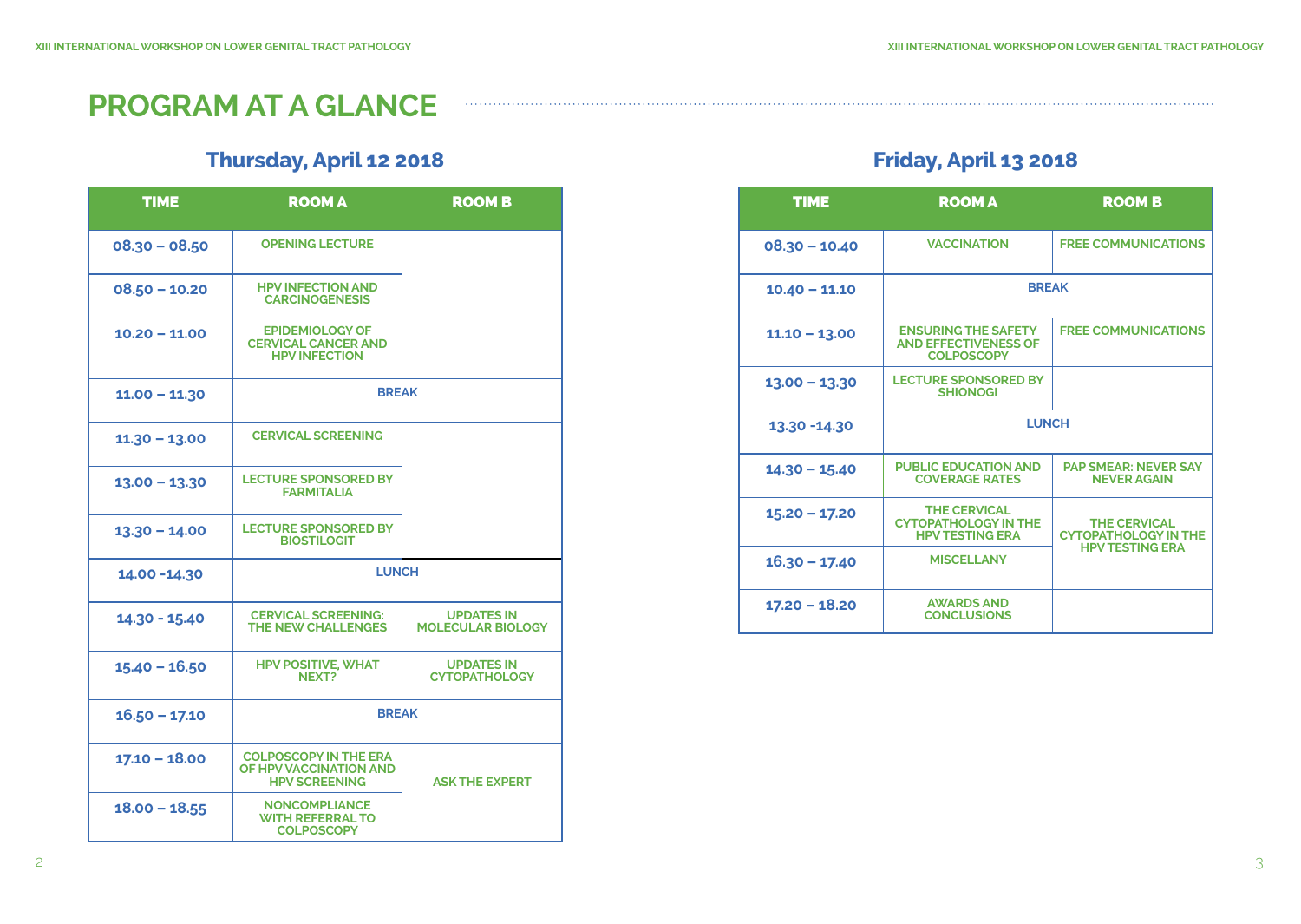# PROGRAM AT A GLANCE

## Thursday, April 12 2018

| TIME | ROOM A | ROOM B |
|---|---|---|
| 08.30 – 08.50 | OPENING LECTURE | |
| 08.50 – 10.20 | HPV INFECTION AND CARCINOGENESIS | |
| 10.20 – 11.00 | EPIDEMIOLOGY OF CERVICAL CANCER AND HPV INFECTION | |
| 11.00 – 11.30 | BREAK | |
| 11.30 – 13.00 | CERVICAL SCREENING | |
| 13.00 – 13.30 | LECTURE SPONSORED BY FARMITALIA | |
| 13.30 – 14.00 | LECTURE SPONSORED BY BIOSTILOGIT | |
| 14.00 -14.30 | LUNCH | |
| 14.30 - 15.40 | CERVICAL SCREENING: THE NEW CHALLENGES | UPDATES IN MOLECULAR BIOLOGY |
| 15.40 – 16.50 | HPV POSITIVE, WHAT NEXT? | UPDATES IN CYTOPATHOLOGY |
| 16.50 – 17.10 | BREAK | |
| 17.10 – 18.00 | COLPOSCOPY IN THE ERA OF HPV VACCINATION AND HPV SCREENING | ASK THE EXPERT |
| 18.00 – 18.55 | NONCOMPLIANCE WITH REFERRAL TO COLPOSCOPY | ASK THE EXPERT |

## Friday, April 13 2018

| TIME | ROOM A | ROOM B |
|---|---|---|
| 08.30 – 10.40 | VACCINATION | FREE COMMUNICATIONS |
| 10.40 – 11.10 | BREAK | |
| 11.10 – 13.00 | ENSURING THE SAFETY AND EFFECTIVENESS OF COLPOSCOPY | FREE COMMUNICATIONS |
| 13.00 – 13.30 | LECTURE SPONSORED BY SHIONOGI | |
| 13.30 -14.30 | LUNCH | |
| 14.30 – 15.40 | PUBLIC EDUCATION AND COVERAGE RATES | PAP SMEAR: NEVER SAY NEVER AGAIN |
| 15.20 – 17.20 | THE CERVICAL CYTOPATHOLOGY IN THE HPV TESTING ERA | THE CERVICAL CYTOPATHOLOGY IN THE HPV TESTING ERA |
| 16.30 – 17.40 | MISCELLANY | THE CERVICAL CYTOPATHOLOGY IN THE HPV TESTING ERA |
| 17.20 – 18.20 | AWARDS AND CONCLUSIONS | |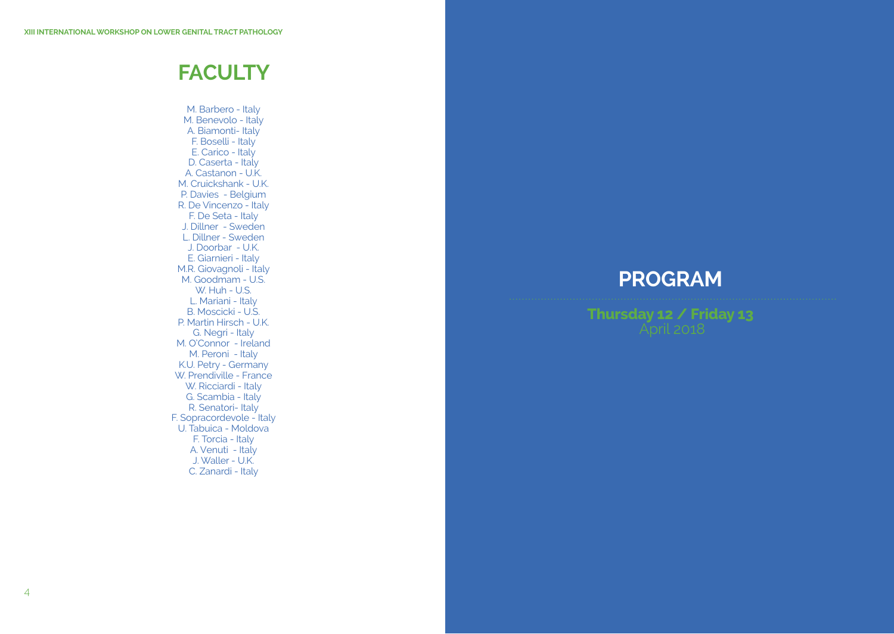# FACULTY

M. Barbero - Italy
M. Benevolo - Italy
A. Biamonti- Italy
F. Boselli - Italy
E. Carico - Italy
D. Caserta - Italy
A. Castanon - U.K.
M. Cruickshank - U.K.
P. Davies - Belgium
R. De Vincenzo - Italy
F. De Seta - Italy
J. Dillner - Sweden
L. Dillner - Sweden
J. Doorbar - U.K.
E. Giarnieri - Italy
M.R. Giovagnoli - Italy
M. Goodmam - U.S.
W. Huh - U.S.
L. Mariani - Italy
B. Moscicki - U.S.
P. Martin Hirsch - U.K.
G. Negri - Italy
M. O'Connor - Ireland
M. Peroni - Italy
K.U. Petry - Germany
W. Prendiville - France
W. Ricciardi - Italy
G. Scambia - Italy
R. Senatori- Italy
F. Sopracordevole - Italy
U. Tabuica - Moldova
F. Torcia - Italy
A. Venuti - Italy
J. Waller - U.K.
C. Zanardi - Italy

# PROGRAM

**Thursday 12 / Friday 13**
April 2018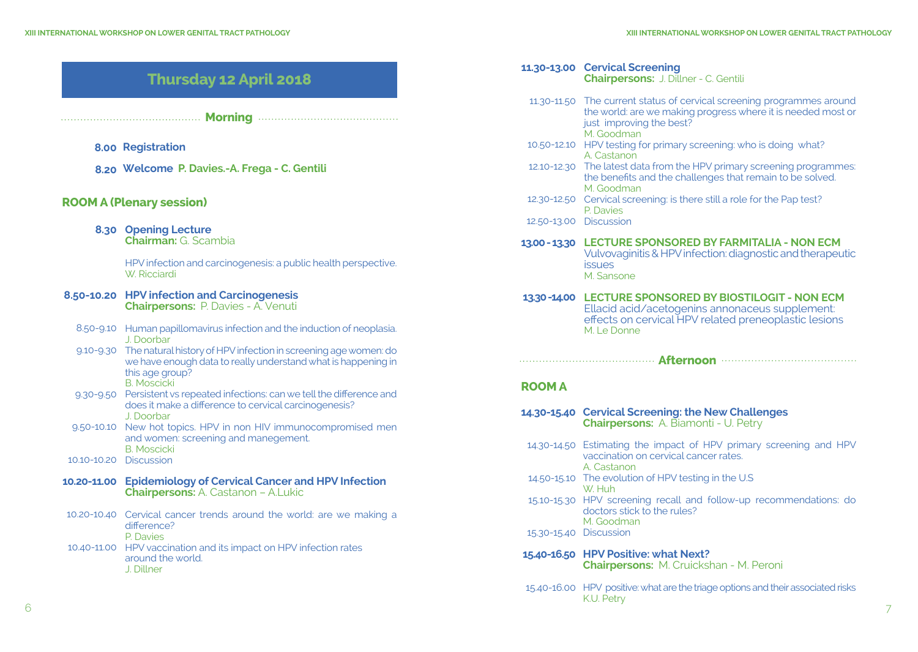# Thursday 12 April 2018

## Morning

**8.00 Registration**

**8.20 Welcome** P. Davies.-A. Frega - C. Gentili

## ROOM A (Plenary session)

**8.30 Opening Lecture**
**Chairman:** G. Scambia

HPV infection and carcinogenesis: a public health perspective.
W. Ricciardi

**8.50-10.20 HPV infection and Carcinogenesis**
**Chairpersons:** P. Davies - A. Venuti

8.50-9.10 Human papillomavirus infection and the induction of neoplasia.
J. Doorbar

9.10-9.30 The natural history of HPV infection in screening age women: do we have enough data to really understand what is happening in this age group?
B. Moscicki

9.30-9.50 Persistent vs repeated infections: can we tell the difference and does it make a difference to cervical carcinogenesis?
J. Doorbar

9.50-10.10 New hot topics. HPV in non HIV immunocompromised men and women: screening and manegement.
B. Moscicki

10.10-10.20 Discussion

**10.20-11.00 Epidemiology of Cervical Cancer and HPV Infection**
**Chairpersons:** A. Castanon – A.Lukic

10.20-10.40 Cervical cancer trends around the world: are we making a difference?
P. Davies

10.40-11.00 HPV vaccination and its impact on HPV infection rates around the world.
J. Dillner

**11.30-13.00 Cervical Screening**
**Chairpersons:** J. Dillner - C. Gentili

11.30-11.50 The current status of cervical screening programmes around the world: are we making progress where it is needed most or just improving the best?
M. Goodman

10.50-12.10 HPV testing for primary screening: who is doing what?
A. Castanon

12.10-12.30 The latest data from the HPV primary screening programmes: the benefits and the challenges that remain to be solved.
M. Goodman

12.30-12.50 Cervical screening: is there still a role for the Pap test?
P. Davies

12.50-13.00 Discussion

**13.00 - 13.30 LECTURE SPONSORED BY FARMITALIA - NON ECM**
Vulvovaginitis & HPV infection: diagnostic and therapeutic issues
M. Sansone

**13.30 -14.00 LECTURE SPONSORED BY BIOSTILOGIT - NON ECM**
Ellacid acid/acetogenins annonaceus supplement: effects on cervical HPV related preneoplastic lesions
M. Le Donne

## Afternoon

## ROOM A

**14.30-15.40 Cervical Screening: the New Challenges**
**Chairpersons:** A. Biamonti - U. Petry

14.30-14.50 Estimating the impact of HPV primary screening and HPV vaccination on cervical cancer rates.
A. Castanon

14.50-15.10 The evolution of HPV testing in the U.S
W. Huh

15.10-15.30 HPV screening recall and follow-up recommendations: do doctors stick to the rules?
M. Goodman

15.30-15.40 Discussion

**15.40-16.50 HPV Positive: what Next?**
**Chairpersons:** M. Cruickshan - M. Peroni

15.40-16.00 HPV positive: what are the triage options and their associated risks
K.U. Petry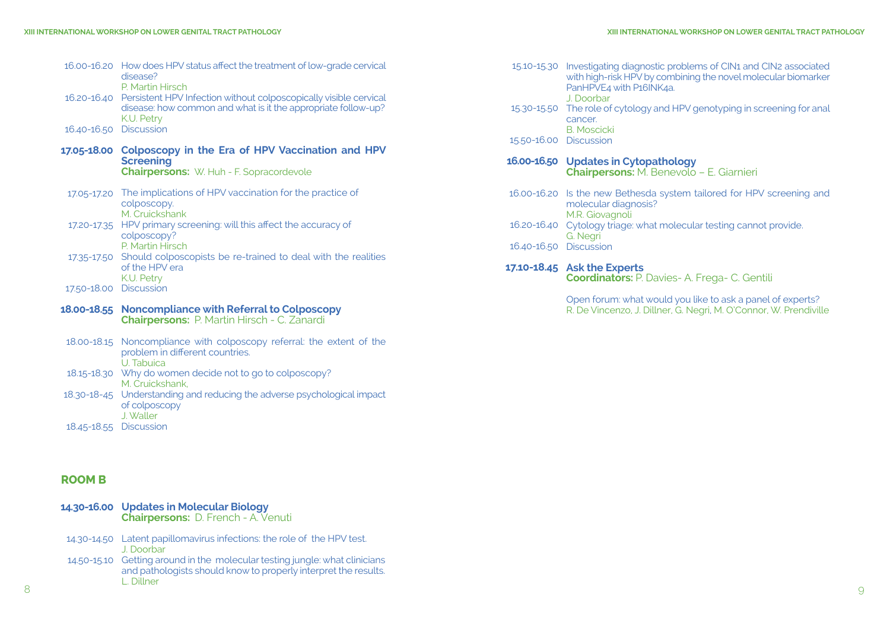16.00-16.20 How does HPV status affect the treatment of low-grade cervical disease?
P. Martin Hirsch

16.20-16.40 Persistent HPV Infection without colposcopically visible cervical disease: how common and what is it the appropriate follow-up?
K.U. Petry

16.40-16.50 Discussion

**17.05-18.00 Colposcopy in the Era of HPV Vaccination and HPV Screening**
**Chairpersons:** W. Huh - F. Sopracordevole

17.05-17.20 The implications of HPV vaccination for the practice of colposcopy.
M. Cruickshank

17.20-17.35 HPV primary screening: will this affect the accuracy of colposcopy?
P. Martin Hirsch

17.35-17.50 Should colposcopists be re-trained to deal with the realities of the HPV era
K.U. Petry

17.50-18.00 Discussion

**18.00-18.55 Noncompliance with Referral to Colposcopy**
**Chairpersons:** P. Martin Hirsch - C. Zanardi

18.00-18.15 Noncompliance with colposcopy referral: the extent of the problem in different countries.
U. Tabuica

18.15-18.30 Why do women decide not to go to colposcopy?
M. Cruickshank,

18.30-18-45 Understanding and reducing the adverse psychological impact of colposcopy
J. Waller

18.45-18.55 Discussion

## ROOM B

**14.30-16.00 Updates in Molecular Biology**
**Chairpersons:** D. French - A. Venuti

14.30-14.50 Latent papillomavirus infections: the role of the HPV test.
J. Doorbar

14.50-15.10 Getting around in the molecular testing jungle: what clinicians and pathologists should know to properly interpret the results.
L. Dillner

15.10-15.30 Investigating diagnostic problems of CIN1 and CIN2 associated with high-risk HPV by combining the novel molecular biomarker PanHPVE4 with P16INK4a.
J. Doorbar

15.30-15.50 The role of cytology and HPV genotyping in screening for anal cancer.
B. Moscicki

15.50-16.00 Discussion

**16.00-16.50 Updates in Cytopathology**
**Chairpersons:** M. Benevolo – E. Giarnieri

16.00-16.20 Is the new Bethesda system tailored for HPV screening and molecular diagnosis?
M.R. Giovagnoli

16.20-16.40 Cytology triage: what molecular testing cannot provide.
G. Negri

16.40-16.50 Discussion

**17.10-18.45 Ask the Experts**
**Coordinators:** P. Davies- A. Frega- C. Gentili

Open forum: what would you like to ask a panel of experts?
R. De Vincenzo, J. Dillner, G. Negri, M. O'Connor, W. Prendiville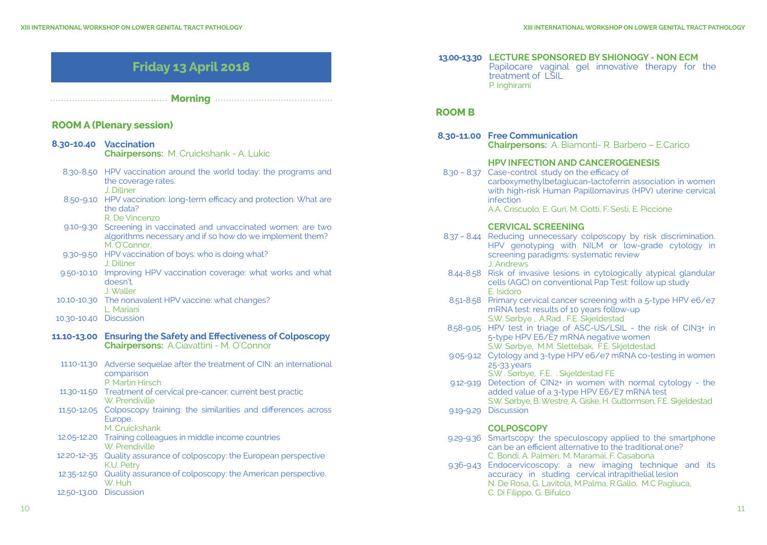## Friday 13 April 2018

**Morning**

### ROOM A (Plenary session)

**8.30-10.40 Vaccination**
**Chairpersons:** M. Cruickshank - A. Lukic

- 8.30-8.50 HPV vaccination around the world today: the programs and the coverage rates.
  J. Dillner
- 8.50-9.10 HPV vaccination: long-term efficacy and protection. What are the data?
  R. De Vincenzo
- 9.10-9.30 Screening in vaccinated and unvaccinated women: are two algorithms necessary and if so how do we implement them?
  M. O'Connor,
- 9.30-9.50 HPV vaccination of boys: who is doing what?
  J. Dillner
- 9.50-10.10 Improving HPV vaccination coverage: what works and what doesn't.
  J. Waller
- 10.10-10.30 The nonavalent HPV vaccine: what changes?
  L. Mariani
- 10.30-10.40 Discussion

**11.10-13.00 Ensuring the Safety and Effectiveness of Colposcopy**
**Chairpersons:** A.Ciavattini - M. O'Connor

- 11.10-11.30 Adverse sequelae after the treatment of CIN: an international comparison
  P. Martin Hirsch
- 11.30-11.50 Treatment of cervical pre-cancer: current best practic
  W. Prendiville
- 11.50-12.05 Colposcopy training: the similarities and differences across Europe.
  M. Cruickshank
- 12.05-12.20 Training colleagues in middle income countries
  W. Prendiville
- 12.20-12-35 Quality assurance of colposcopy: the European perspective
  K.U. Petry
- 12.35-12.50 Quality assurance of colposcopy: the American perspective.
  W. Huh
- 12.50-13.00 Discussion

**13.00-13.30 LECTURE SPONSORED BY SHIONOGY - NON ECM**
Papilocare vaginal gel innovative therapy for the treatment of LSIL
P. Inghirami

### ROOM B

**8.30-11.00 Free Communication**
**Chairpersons:** A. Biamonti- R. Barbero – E.Carico

**HPV INFECTION AND CANCEROGENESIS**

- 8.30 – 8.37 Case-control study on the efficacy of carboxymethylbetaglucan-lactoferrin association in women with high-risk Human Papillomavirus (HPV) uterine cervical infection
  A.A. Criscuolo, E. Guri, M. Ciotti, F. Sesti, E. Piccione

**CERVICAL SCREENING**

- 8.37 – 8.44 Reducing unnecessary colposcopy by risk discrimination. HPV genotyping with NILM or low-grade cytology in screening paradigms: systematic review
  J. Andrews
- 8.44-8.58 Risk of invasive lesions in cytologically atypical glandular cells (AGC) on conventional Pap Test: follow up study
  E. Isidoro
- 8.51-8.58 Primary cervical cancer screening with a 5-type HPV e6/e7 mRNA test: results of 10 years follow-up
  S.W. Sørbye , A.Rad , F.E. Skjeldestad
- 8.58-9.05 HPV test in triage of ASC-US/LSIL - the risk of CIN3+ in 5-type HPV E6/E7 mRNA negative women
  S.W. Sørbye, M.M. Slettebak, F.E. Skjeldestad
- 9.05-9.12 Cytology and 3-type HPV e6/e7 mRNA co-testing in women 25-33 years
  S.W . Sørbye, F.E. . Skjeldestad FE
- 9.12-9.19 Detection of CIN2+ in women with normal cytology - the added value of a 3-type HPV E6/E7 mRNA test
  S.W. Sørbye, B. Westre, A. Giske, H. Guttormsen, F.E. Skjeldestad
- 9.19-9.29 Discussion

**COLPOSCOPY**

- 9.29-9.36 Smartscopy: the speculoscopy applied to the smartphone can be an efficient alternative to the traditional one?
  C. Bondi, A. Palmeri, M. Maramai, F. Casabona
- 9.36-9.43 Endocervicoscopy: a new imaging technique and its accuracy in studing cervical intrapithelial lesion
  N. De Rosa, G. Lavitola, M.Palma, R.Gallo, M.C Pagliuca, C. Di Filippo, G. Bifulco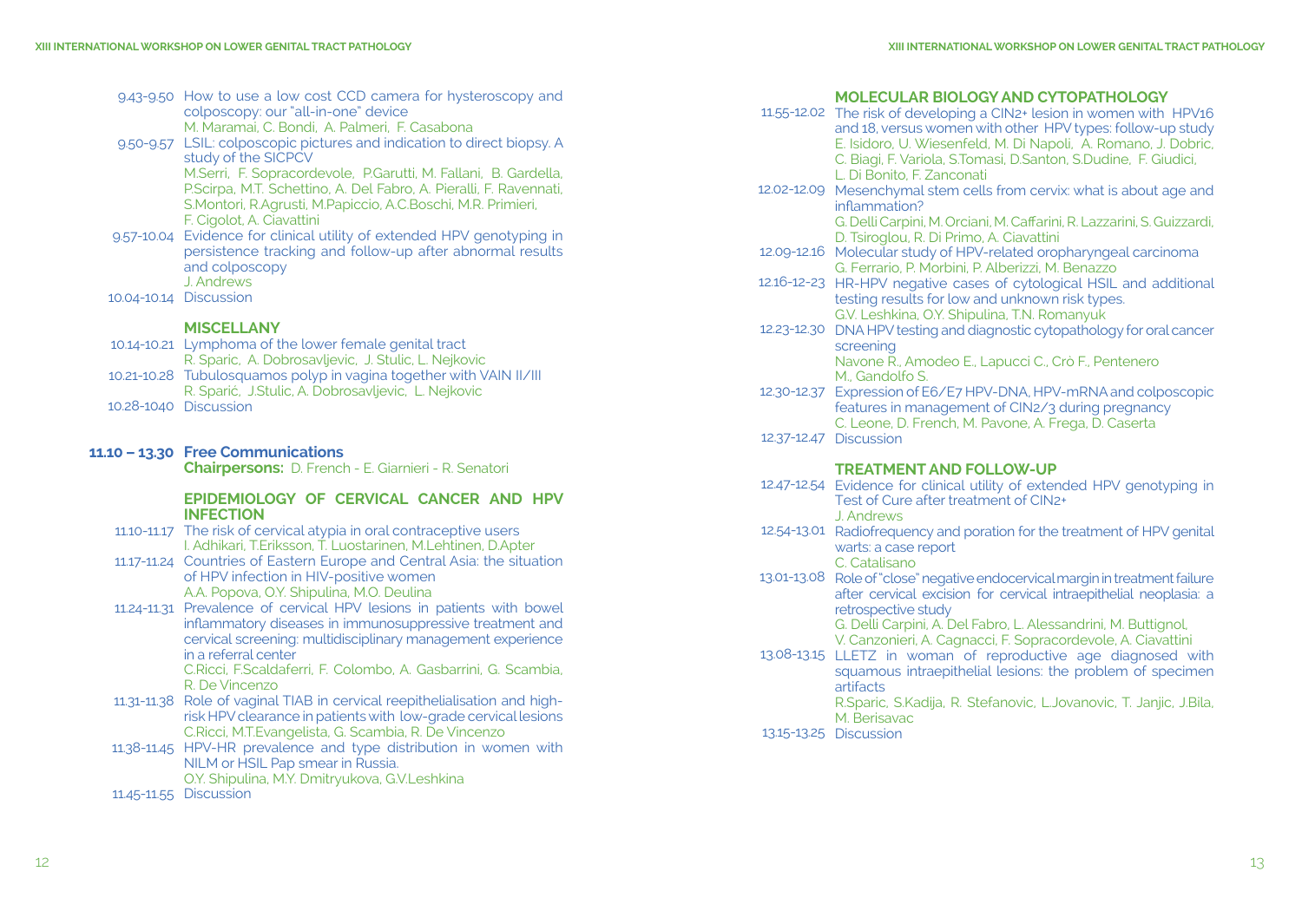9.43-9.50 How to use a low cost CCD camera for hysteroscopy and colposcopy: our "all-in-one" device
M. Maramai, C. Bondi, A. Palmeri, F. Casabona

9.50-9.57 LSIL: colposcopic pictures and indication to direct biopsy. A study of the SICPCV
M.Serri, F. Sopracordevole, P.Garutti, M. Fallani, B. Gardella, P.Scirpa, M.T. Schettino, A. Del Fabro, A. Pieralli, F. Ravennati, S.Montori, R.Agrusti, M.Papiccio, A.C.Boschi, M.R. Primieri, F. Cigolot, A. Ciavattini

9.57-10.04 Evidence for clinical utility of extended HPV genotyping in persistence tracking and follow-up after abnormal results and colposcopy
J. Andrews

10.04-10.14 Discussion

### MISCELLANY

10.14-10.21 Lymphoma of the lower female genital tract
R. Sparic, A. Dobrosavljevic, J. Stulic, L. Nejkovic

10.21-10.28 Tubulosquamos polyp in vagina together with VAIN II/III
R. Sparić, J.Stulic, A. Dobrosavljevic, L. Nejkovic

10.28-1040 Discussion

## 11.10 – 13.30 Free Communications

**Chairpersons:** D. French - E. Giarnieri - R. Senatori

### EPIDEMIOLOGY OF CERVICAL CANCER AND HPV INFECTION

11.10-11.17 The risk of cervical atypia in oral contraceptive users
I. Adhikari, T.Eriksson, T. Luostarinen, M.Lehtinen, D.Apter

11.17-11.24 Countries of Eastern Europe and Central Asia: the situation of HPV infection in HIV-positive women
A.A. Popova, O.Y. Shipulina, M.O. Deulina

11.24-11.31 Prevalence of cervical HPV lesions in patients with bowel inflammatory diseases in immunosuppressive treatment and cervical screening: multidisciplinary management experience in a referral center
C.Ricci, F.Scaldaferri, F. Colombo, A. Gasbarrini, G. Scambia, R. De Vincenzo

11.31-11.38 Role of vaginal TIAB in cervical reepithelialisation and high-risk HPV clearance in patients with low-grade cervical lesions
C.Ricci, M.T.Evangelista, G. Scambia, R. De Vincenzo

11.38-11.45 HPV-HR prevalence and type distribution in women with NILM or HSIL Pap smear in Russia.
O.Y. Shipulina, M.Y. Dmitryukova, G.V.Leshkina

11.45-11.55 Discussion

### MOLECULAR BIOLOGY AND CYTOPATHOLOGY

11.55-12.02 The risk of developing a CIN2+ lesion in women with HPV16 and 18, versus women with other HPV types: follow-up study
E. Isidoro, U. Wiesenfeld, M. Di Napoli, A. Romano, J. Dobric, C. Biagi, F. Variola, S.Tomasi, D.Santon, S.Dudine, F. Giudici, L. Di Bonito, F. Zanconati

12.02-12.09 Mesenchymal stem cells from cervix: what is about age and inflammation?
G. Delli Carpini, M. Orciani, M. Caffarini, R. Lazzarini, S. Guizzardi, D. Tsiroglou, R. Di Primo, A. Ciavattini

12.09-12.16 Molecular study of HPV-related oropharyngeal carcinoma
G. Ferrario, P. Morbini, P. Alberizzi, M. Benazzo

12.16-12-23 HR-HPV negative cases of cytological HSIL and additional testing results for low and unknown risk types.
G.V. Leshkina, O.Y. Shipulina, T.N. Romanyuk

12.23-12.30 DNA HPV testing and diagnostic cytopathology for oral cancer screening
Navone R., Amodeo E., Lapucci C., Crò F., Pentenero M., Gandolfo S.

12.30-12.37 Expression of E6/E7 HPV-DNA, HPV-mRNA and colposcopic features in management of CIN2/3 during pregnancy
C. Leone, D. French, M. Pavone, A. Frega, D. Caserta

12.37-12.47 Discussion

### TREATMENT AND FOLLOW-UP

12.47-12.54 Evidence for clinical utility of extended HPV genotyping in Test of Cure after treatment of CIN2+
J. Andrews

12.54-13.01 Radiofrequency and poration for the treatment of HPV genital warts: a case report
C. Catalisano

13.01-13.08 Role of "close" negative endocervical margin in treatment failure after cervical excision for cervical intraepithelial neoplasia: a retrospective study
G. Delli Carpini, A. Del Fabro, L. Alessandrini, M. Buttignol, V. Canzonieri, A. Cagnacci, F. Sopracordevole, A. Ciavattini

13.08-13.15 LLETZ in woman of reproductive age diagnosed with squamous intraepithelial lesions: the problem of specimen artifacts
R.Sparic, S.Kadija, R. Stefanovic, L.Jovanovic, T. Janjic, J.Bila, M. Berisavac

13.15-13.25 Discussion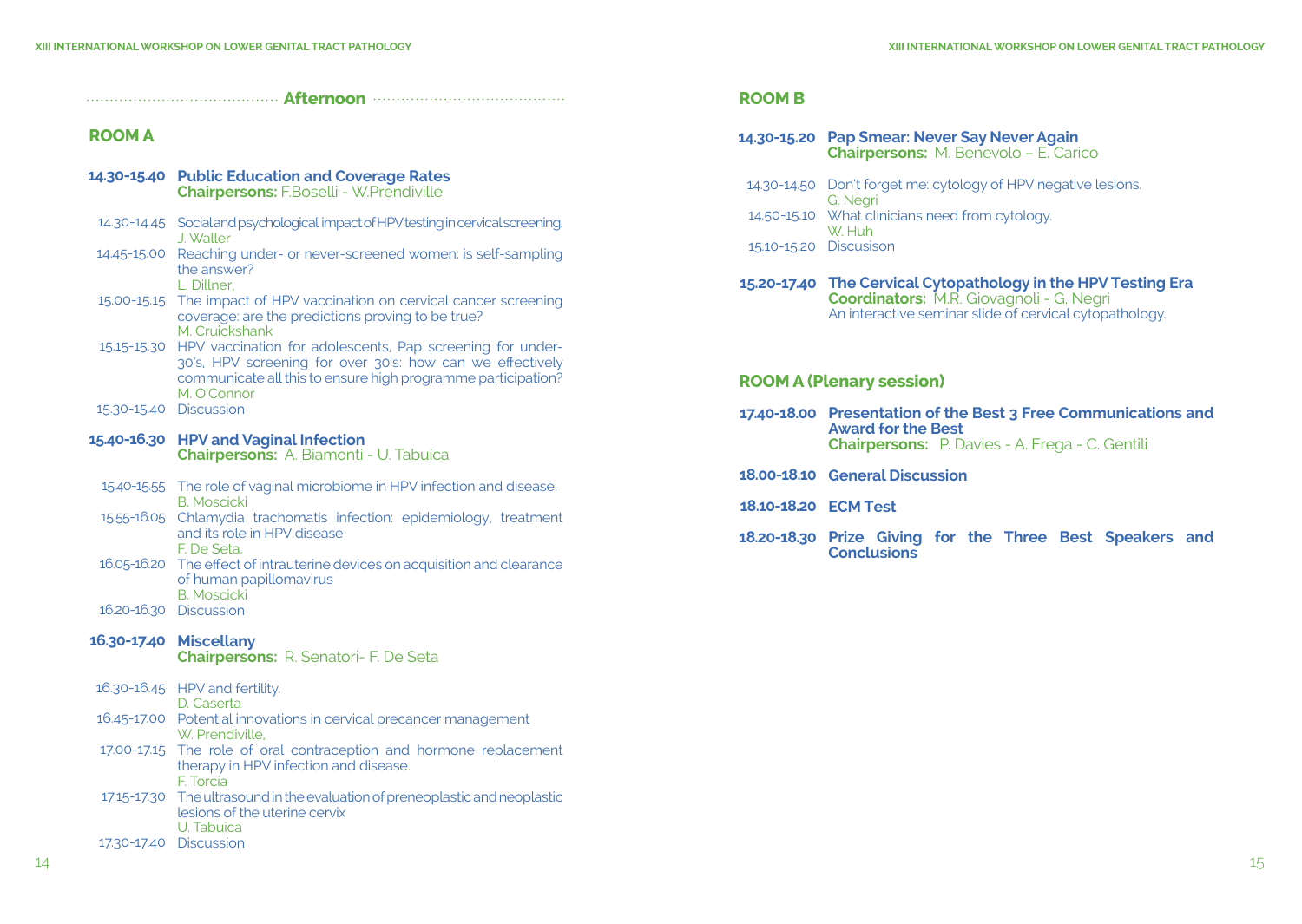## Afternoon

### ROOM A

**14.30-15.40 Public Education and Coverage Rates**
**Chairpersons:** F.Boselli - W.Prendiville

14.30-14.45 Social and psychological impact of HPV testing in cervical screening.
J. Waller

14.45-15.00 Reaching under- or never-screened women: is self-sampling the answer?
L. Dillner,

15.00-15.15 The impact of HPV vaccination on cervical cancer screening coverage: are the predictions proving to be true?
M. Cruickshank

15.15-15.30 HPV vaccination for adolescents, Pap screening for under-30's, HPV screening for over 30's: how can we effectively communicate all this to ensure high programme participation?
M. O'Connor

15.30-15.40 Discussion

**15.40-16.30 HPV and Vaginal Infection**
**Chairpersons:** A. Biamonti - U. Tabuica

15.40-15.55 The role of vaginal microbiome in HPV infection and disease.
B. Moscicki

15.55-16.05 Chlamydia trachomatis infection: epidemiology, treatment and its role in HPV disease
F. De Seta,

16.05-16.20 The effect of intrauterine devices on acquisition and clearance of human papillomavirus
B. Moscicki

16.20-16.30 Discussion

**16.30-17.40 Miscellany**
**Chairpersons:** R. Senatori- F. De Seta

16.30-16.45 HPV and fertility.
D. Caserta

16.45-17.00 Potential innovations in cervical precancer management
W. Prendiville,

17.00-17.15 The role of oral contraception and hormone replacement therapy in HPV infection and disease.
F. Torcia

17.15-17.30 The ultrasound in the evaluation of preneoplastic and neoplastic lesions of the uterine cervix
U. Tabuica

17.30-17.40 Discussion

### ROOM B

**14.30-15.20 Pap Smear: Never Say Never Again**
**Chairpersons:** M. Benevolo – E. Carico

14.30-14.50 Don't forget me: cytology of HPV negative lesions.
G. Negri

14.50-15.10 What clinicians need from cytology.
W. Huh

15.10-15.20 Discusison

**15.20-17.40 The Cervical Cytopathology in the HPV Testing Era**
**Coordinators:** M.R. Giovagnoli - G. Negri
An interactive seminar slide of cervical cytopathology.

### ROOM A (Plenary session)

**17.40-18.00 Presentation of the Best 3 Free Communications and Award for the Best**
**Chairpersons:** P. Davies - A. Frega - C. Gentili

**18.00-18.10 General Discussion**

**18.10-18.20 ECM Test**

**18.20-18.30 Prize Giving for the Three Best Speakers and Conclusions**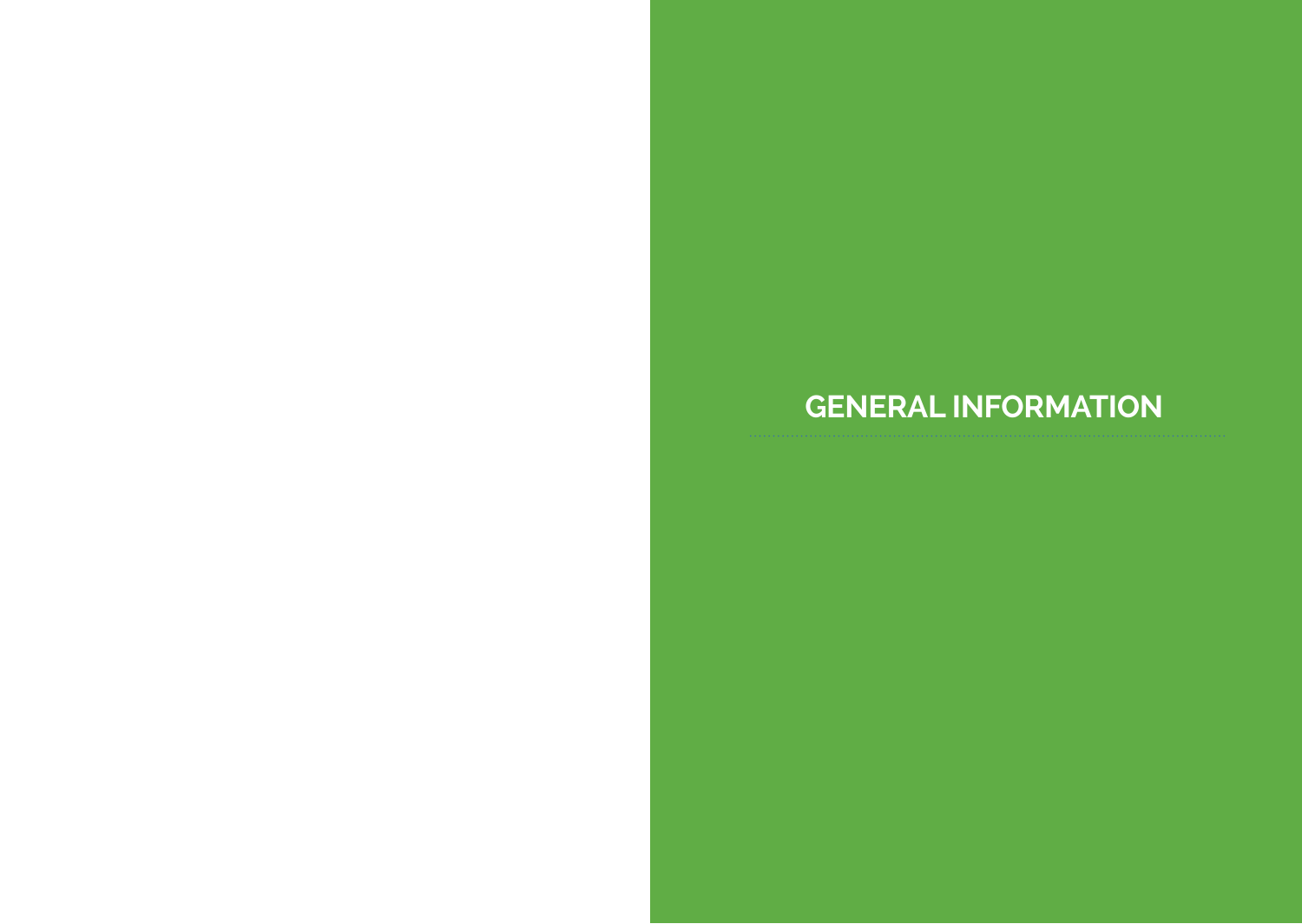# GENERAL INFORMATION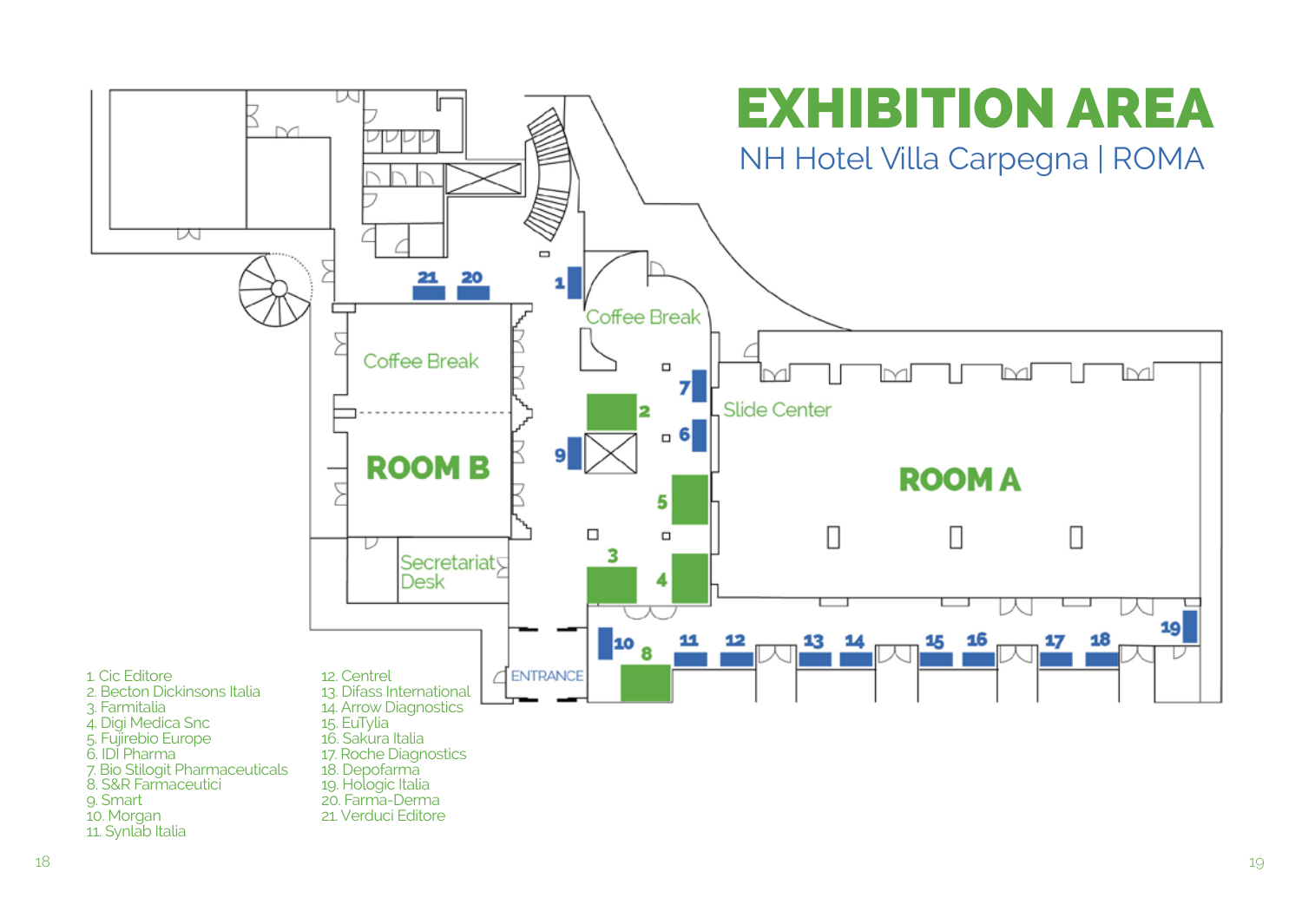# EXHIBITION AREA

## NH Hotel Villa Carpegna | ROMA

1. Cic Editore
2. Becton Dickinsons Italia
3. Farmitalia
4. Digi Medica Snc
5. Fujirebio Europe
6. IDI Pharma
7. Bio Stilogit Pharmaceuticals
8. S&R Farmaceutici
9. Smart
10. Morgan
11. Synlab Italia
12. Centrel
13. Difass International
14. Arrow Diagnostics
15. EuTylia
16. Sakura Italia
17. Roche Diagnostics
18. Depofarma
19. Hologic Italia
20. Farma-Derma
21. Verduci Editore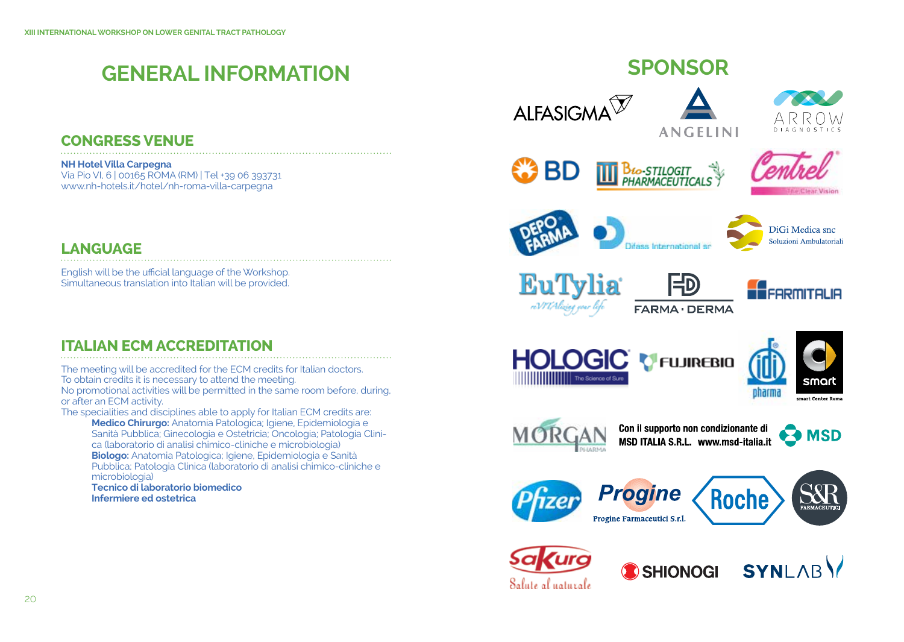# GENERAL INFORMATION

## CONGRESS VENUE

**NH Hotel Villa Carpegna**
Via Pio VI, 6 | 00165 ROMA (RM) | Tel +39 06 393731
www.nh-hotels.it/hotel/nh-roma-villa-carpegna

## LANGUAGE

English will be the ufficial language of the Workshop.
Simultaneous translation into Italian will be provided.

## ITALIAN ECM ACCREDITATION

The meeting will be accredited for the ECM credits for Italian doctors.
To obtain credits it is necessary to attend the meeting.
No promotional activities will be permitted in the same room before, during, or after an ECM activity.
The specialities and disciplines able to apply for Italian ECM credits are:

**Medico Chirurgo:** Anatomia Patologica; Igiene, Epidemiologia e Sanità Pubblica; Ginecologia e Ostetricia; Oncologia; Patologia Clinica (laboratorio di analisi chimico-cliniche e microbiologia)
**Biologo:** Anatomia Patologica; Igiene, Epidemiologia e Sanità Pubblica; Patologia Clinica (laboratorio di analisi chimico-cliniche e microbiologia)
**Tecnico di laboratorio biomedico**
**Infermiere ed ostetrica**

# SPONSOR

ALFASIGMA
ANGELINI
ARROW DIAGNOSTICS
BD
Bio-STILOGIT PHARMACEUTICALS
Centrel The Clear Vision
DEPO FARMA
Difass International srl
DiGi Medica snc Soluzioni Ambulatoriali
EuTylia reVITAlizing your life
FARMA · DERMA
FARMITALIA
HOLOGIC The Science of Sure
FUJIREBIO
idi pharma
smart Center Roma
MORGAN PHARMA
Con il supporto non condizionante di MSD ITALIA S.R.L. www.msd-italia.it MSD
Pfizer
Progine Farmaceutici S.r.l.
Roche
S&R FARMACEUTICI
Sakura Salute al naturale
SHIONOGI
SYNLAB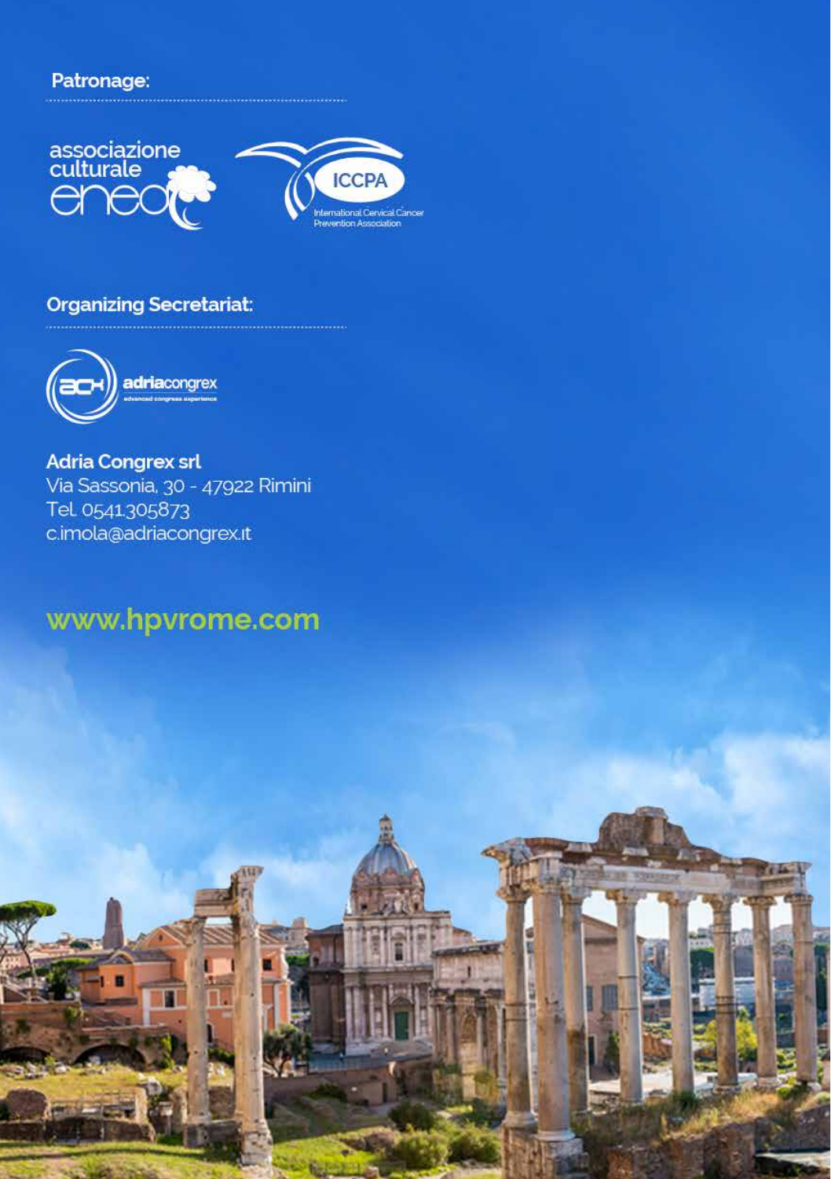**Patronage:**

associazione culturale eneo

ICCPA
International Cervical Cancer Prevention Association

**Organizing Secretariat:**

adriacongrex
advanced congress experience

**Adria Congrex srl**
Via Sassonia, 30 - 47922 Rimini
Tel. 0541.305873
c.imola@adriacongrex.it

**www.hpvrome.com**